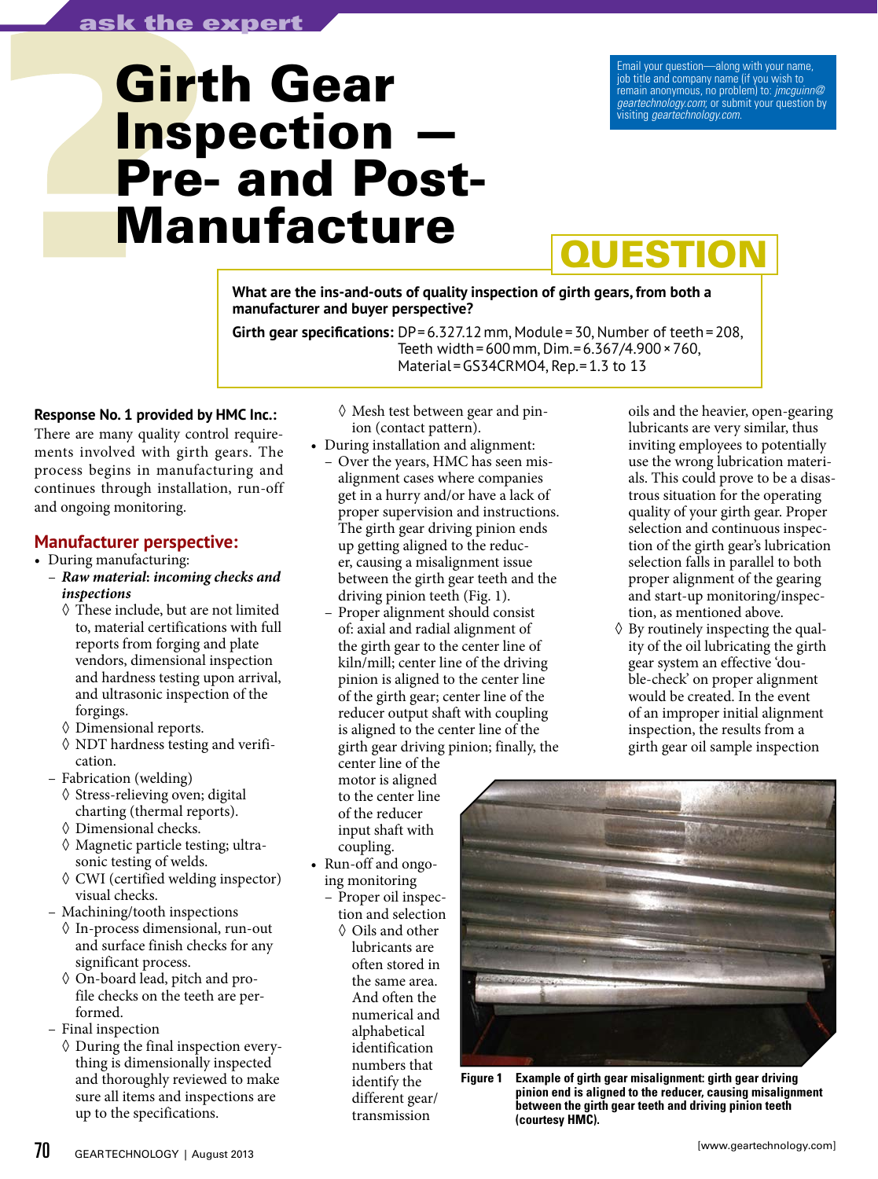# Girth Gear Inspection — Pre- and Post-Manufacture

Email your question—along with your name, job title and company name (if you wish to remain anonymous, no problem) to: *jmcguinn@geartechnology.com*; or submit your question by visiting *geartechnology.com*.

## QUESTION

**What are the ins-and-outs of quality inspection of girth gears, from both a manufacturer and buyer perspective?**

**Girth gear specifications:** DP = 6.327.12 mm, Module = 30, Number of teeth = 208, Teeth width = 600 mm, Dim. = 6.367/4.900 × 760, Material = GS34CRMO4, Rep. = 1.3 to 13

**Response No. 1 provided by HMC Inc.:**

There are many quality control requirements involved with girth gears. The process begins in manufacturing and continues through installation, run-off and ongoing monitoring.

## Manufacturer perspective:

- During manufacturing:
  - ***Raw material*: *incoming checks and inspections***
    - ◊ These include, but are not limited to, material certifications with full reports from forging and plate vendors, dimensional inspection and hardness testing upon arrival, and ultrasonic inspection of the forgings.
    - ◊ Dimensional reports.
    - ◊ NDT hardness testing and verification.
  - Fabrication (welding)
    - ◊ Stress-relieving oven; digital charting (thermal reports).
    - ◊ Dimensional checks.
    - ◊ Magnetic particle testing; ultrasonic testing of welds.
    - ◊ CWI (certified welding inspector) visual checks.
  - Machining/tooth inspections
    - ◊ In-process dimensional, run-out and surface finish checks for any significant process.
    - ◊ On-board lead, pitch and profile checks on the teeth are performed.
  - Final inspection
    - ◊ During the final inspection everything is dimensionally inspected and thoroughly reviewed to make sure all items and inspections are up to the specifications.
    - ◊ Mesh test between gear and pinion (contact pattern).
- During installation and alignment:
  - Over the years, HMC has seen misalignment cases where companies get in a hurry and/or have a lack of proper supervision and instructions. The girth gear driving pinion ends up getting aligned to the reducer, causing a misalignment issue between the girth gear teeth and the driving pinion teeth (Fig. 1).
  - Proper alignment should consist of: axial and radial alignment of the girth gear to the center line of kiln/mill; center line of the driving pinion is aligned to the center line of the girth gear; center line of the reducer output shaft with coupling is aligned to the center line of the girth gear driving pinion; finally, the center line of the motor is aligned to the center line of the reducer input shaft with coupling.
- Run-off and ongoing monitoring
  - Proper oil inspection and selection
    - ◊ Oils and other lubricants are often stored in the same area. And often the numerical and alphabetical identification numbers that identify the different gear/transmission oils and the heavier, open-gearing lubricants are very similar, thus inviting employees to potentially use the wrong lubrication materials. This could prove to be a disastrous situation for the operating quality of your girth gear. Proper selection and continuous inspection of the girth gear's lubrication selection falls in parallel to both proper alignment of the gearing and start-up monitoring/inspection, as mentioned above.
    - ◊ By routinely inspecting the quality of the oil lubricating the girth gear system an effective 'double-check' on proper alignment would be created. In the event of an improper initial alignment inspection, the results from a girth gear oil sample inspection

**Figure 1 Example of girth gear misalignment: girth gear driving pinion end is aligned to the reducer, causing misalignment between the girth gear teeth and driving pinion teeth (courtesy HMC).**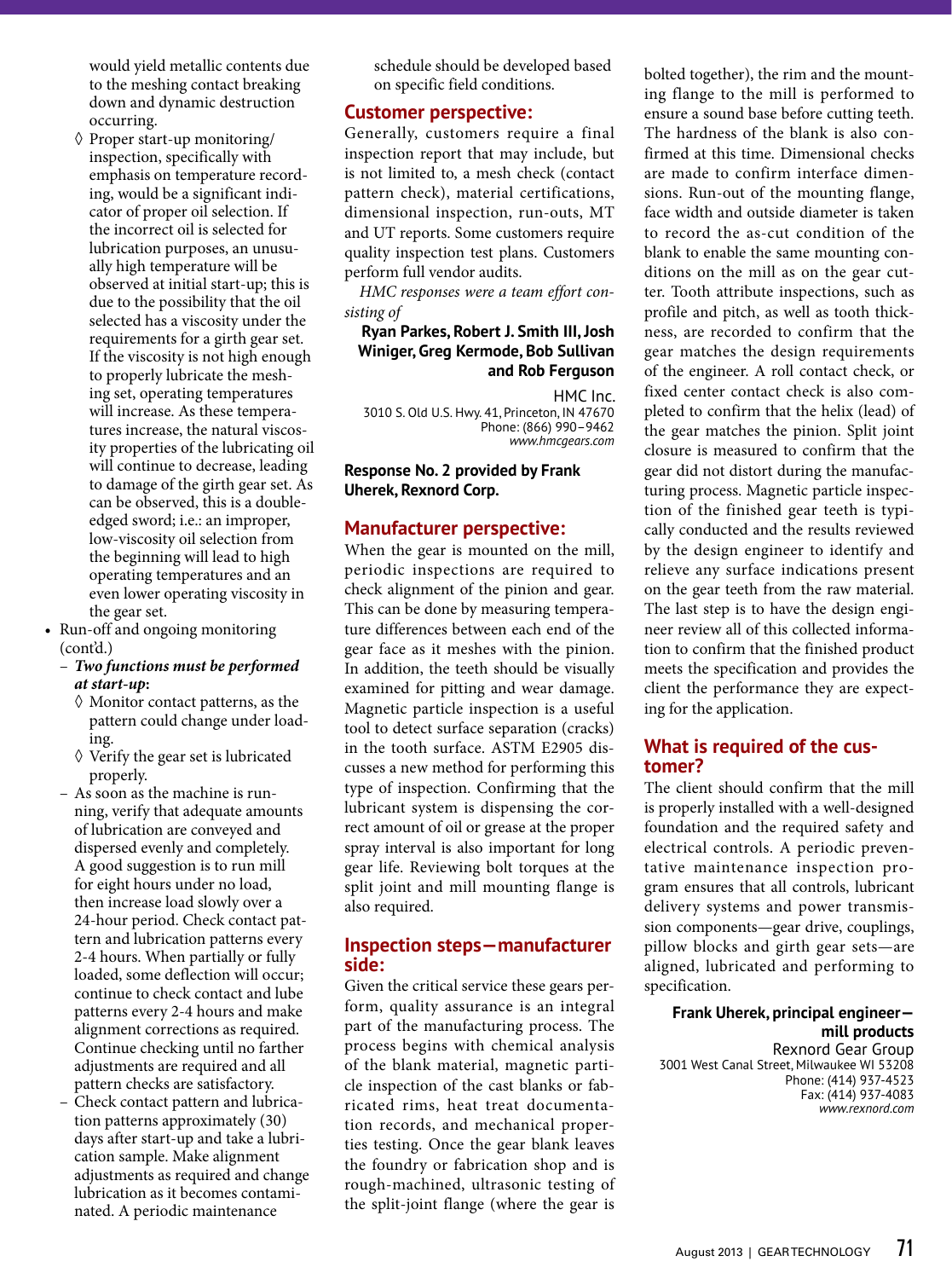would yield metallic contents due to the meshing contact breaking down and dynamic destruction occurring.

◊ Proper start-up monitoring/inspection, specifically with emphasis on temperature recording, would be a significant indicator of proper oil selection. If the incorrect oil is selected for lubrication purposes, an unusually high temperature will be observed at initial start-up; this is due to the possibility that the oil selected has a viscosity under the requirements for a girth gear set. If the viscosity is not high enough to properly lubricate the meshing set, operating temperatures will increase. As these temperatures increase, the natural viscosity properties of the lubricating oil will continue to decrease, leading to damage of the girth gear set. As can be observed, this is a double-edged sword; i.e.: an improper, low-viscosity oil selection from the beginning will lead to high operating temperatures and an even lower operating viscosity in the gear set.

- Run-off and ongoing monitoring (cont'd.)
  - ***Two functions must be performed at start-up*:**
    - ◊ Monitor contact patterns, as the pattern could change under loading.
    - ◊ Verify the gear set is lubricated properly.
  - As soon as the machine is running, verify that adequate amounts of lubrication are conveyed and dispersed evenly and completely. A good suggestion is to run mill for eight hours under no load, then increase load slowly over a 24-hour period. Check contact pattern and lubrication patterns every 2-4 hours. When partially or fully loaded, some deflection will occur; continue to check contact and lube patterns every 2-4 hours and make alignment corrections as required. Continue checking until no farther adjustments are required and all pattern checks are satisfactory.
  - Check contact pattern and lubrication patterns approximately (30) days after start-up and take a lubrication sample. Make alignment adjustments as required and change lubrication as it becomes contaminated. A periodic maintenance schedule should be developed based on specific field conditions.

## Customer perspective:

Generally, customers require a final inspection report that may include, but is not limited to, a mesh check (contact pattern check), material certifications, dimensional inspection, run-outs, MT and UT reports. Some customers require quality inspection test plans. Customers perform full vendor audits.

*HMC responses were a team effort consisting of*

**Ryan Parkes, Robert J. Smith III, Josh Winiger, Greg Kermode, Bob Sullivan and Rob Ferguson**

HMC Inc.
3010 S. Old U.S. Hwy. 41, Princeton, IN 47670
Phone: (866) 990–9462
*www.hmcgears.com*

**Response No. 2 provided by Frank Uherek, Rexnord Corp.**

## Manufacturer perspective:

When the gear is mounted on the mill, periodic inspections are required to check alignment of the pinion and gear. This can be done by measuring temperature differences between each end of the gear face as it meshes with the pinion. In addition, the teeth should be visually examined for pitting and wear damage. Magnetic particle inspection is a useful tool to detect surface separation (cracks) in the tooth surface. ASTM E2905 discusses a new method for performing this type of inspection. Confirming that the lubricant system is dispensing the correct amount of oil or grease at the proper spray interval is also important for long gear life. Reviewing bolt torques at the split joint and mill mounting flange is also required.

## Inspection steps—manufacturer side:

Given the critical service these gears perform, quality assurance is an integral part of the manufacturing process. The process begins with chemical analysis of the blank material, magnetic particle inspection of the cast blanks or fabricated rims, heat treat documentation records, and mechanical properties testing. Once the gear blank leaves the foundry or fabrication shop and is rough-machined, ultrasonic testing of the split-joint flange (where the gear is bolted together), the rim and the mounting flange to the mill is performed to ensure a sound base before cutting teeth. The hardness of the blank is also confirmed at this time. Dimensional checks are made to confirm interface dimensions. Run-out of the mounting flange, face width and outside diameter is taken to record the as-cut condition of the blank to enable the same mounting conditions on the mill as on the gear cutter. Tooth attribute inspections, such as profile and pitch, as well as tooth thickness, are recorded to confirm that the gear matches the design requirements of the engineer. A roll contact check, or fixed center contact check is also completed to confirm that the helix (lead) of the gear matches the pinion. Split joint closure is measured to confirm that the gear did not distort during the manufacturing process. Magnetic particle inspection of the finished gear teeth is typically conducted and the results reviewed by the design engineer to identify and relieve any surface indications present on the gear teeth from the raw material. The last step is to have the design engineer review all of this collected information to confirm that the finished product meets the specification and provides the client the performance they are expecting for the application.

## What is required of the customer?

The client should confirm that the mill is properly installed with a well-designed foundation and the required safety and electrical controls. A periodic preventative maintenance inspection program ensures that all controls, lubricant delivery systems and power transmission components—gear drive, couplings, pillow blocks and girth gear sets—are aligned, lubricated and performing to specification.

**Frank Uherek, principal engineer—mill products**

Rexnord Gear Group
3001 West Canal Street, Milwaukee WI 53208
Phone: (414) 937-4523
Fax: (414) 937-4083
*www.rexnord.com*